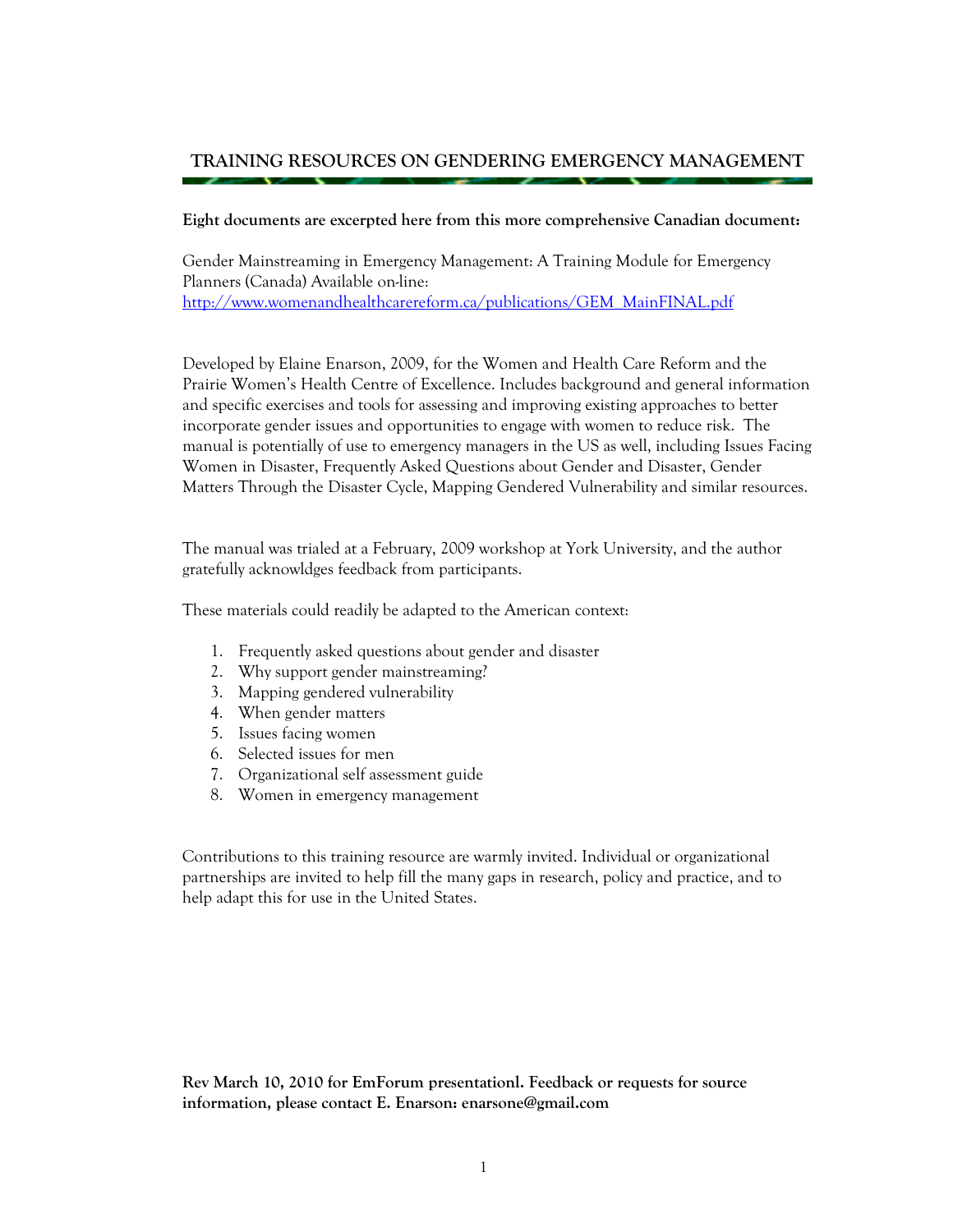# TRAINING RESOURCES ON GENDERING EMERGENCY MANAGEMENT

**Eight documents are excerpted here from this more comprehensive Canadian document:**

Gender Mainstreaming in Emergency Management: A Training Module for Emergency Planners (Canada) Available on-line: [http://www.womenandhealthcarereform.ca/publications/GEM_MainFINAL.pdf](http://www.womenandhealthcarereform.ca/publications/GEM_MainFINAL.pdf)

Developed by Elaine Enarson, 2009, for the Women and Health Care Reform and the Prairie Women's Health Centre of Excellence. Includes background and general information and specific exercises and tools for assessing and improving existing approaches to better incorporate gender issues and opportunities to engage with women to reduce risk. The manual is potentially of use to emergency managers in the US as well, including Issues Facing Women in Disaster, Frequently Asked Questions about Gender and Disaster, Gender Matters Through the Disaster Cycle, Mapping Gendered Vulnerability and similar resources.

The manual was trialed at a February, 2009 workshop at York University, and the author gratefully acknowldges feedback from participants.

These materials could readily be adapted to the American context:

1. Frequently asked questions about gender and disaster
2. Why support gender mainstreaming?
3. Mapping gendered vulnerability
4. When gender matters
5. Issues facing women
6. Selected issues for men
7. Organizational self assessment guide
8. Women in emergency management

Contributions to this training resource are warmly invited. Individual or organizational partnerships are invited to help fill the many gaps in research, policy and practice, and to help adapt this for use in the United States.

**Rev March 10, 2010 for EmForum presentationl. Feedback or requests for source information, please contact E. Enarson: enarsone@gmail.com**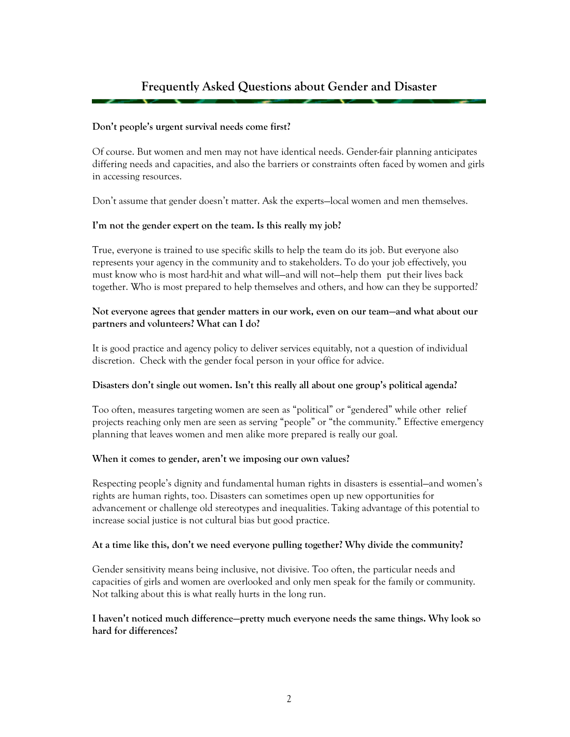## Frequently Asked Questions about Gender and Disaster

**Don't people's urgent survival needs come first?**

Of course. But women and men may not have identical needs. Gender-fair planning anticipates differing needs and capacities, and also the barriers or constraints often faced by women and girls in accessing resources.

Don't assume that gender doesn't matter. Ask the experts—local women and men themselves.

**I'm not the gender expert on the team. Is this really my job?**

True, everyone is trained to use specific skills to help the team do its job. But everyone also represents your agency in the community and to stakeholders. To do your job effectively, you must know who is most hard-hit and what will—and will not—help them put their lives back together. Who is most prepared to help themselves and others, and how can they be supported?

**Not everyone agrees that gender matters in our work, even on our team—and what about our partners and volunteers? What can I do?**

It is good practice and agency policy to deliver services equitably, not a question of individual discretion. Check with the gender focal person in your office for advice.

**Disasters don't single out women. Isn't this really all about one group's political agenda?**

Too often, measures targeting women are seen as "political" or "gendered" while other relief projects reaching only men are seen as serving "people" or "the community." Effective emergency planning that leaves women and men alike more prepared is really our goal.

**When it comes to gender, aren't we imposing our own values?**

Respecting people's dignity and fundamental human rights in disasters is essential—and women's rights are human rights, too. Disasters can sometimes open up new opportunities for advancement or challenge old stereotypes and inequalities. Taking advantage of this potential to increase social justice is not cultural bias but good practice.

**At a time like this, don't we need everyone pulling together? Why divide the community?**

Gender sensitivity means being inclusive, not divisive. Too often, the particular needs and capacities of girls and women are overlooked and only men speak for the family or community. Not talking about this is what really hurts in the long run.

**I haven't noticed much difference—pretty much everyone needs the same things. Why look so hard for differences?**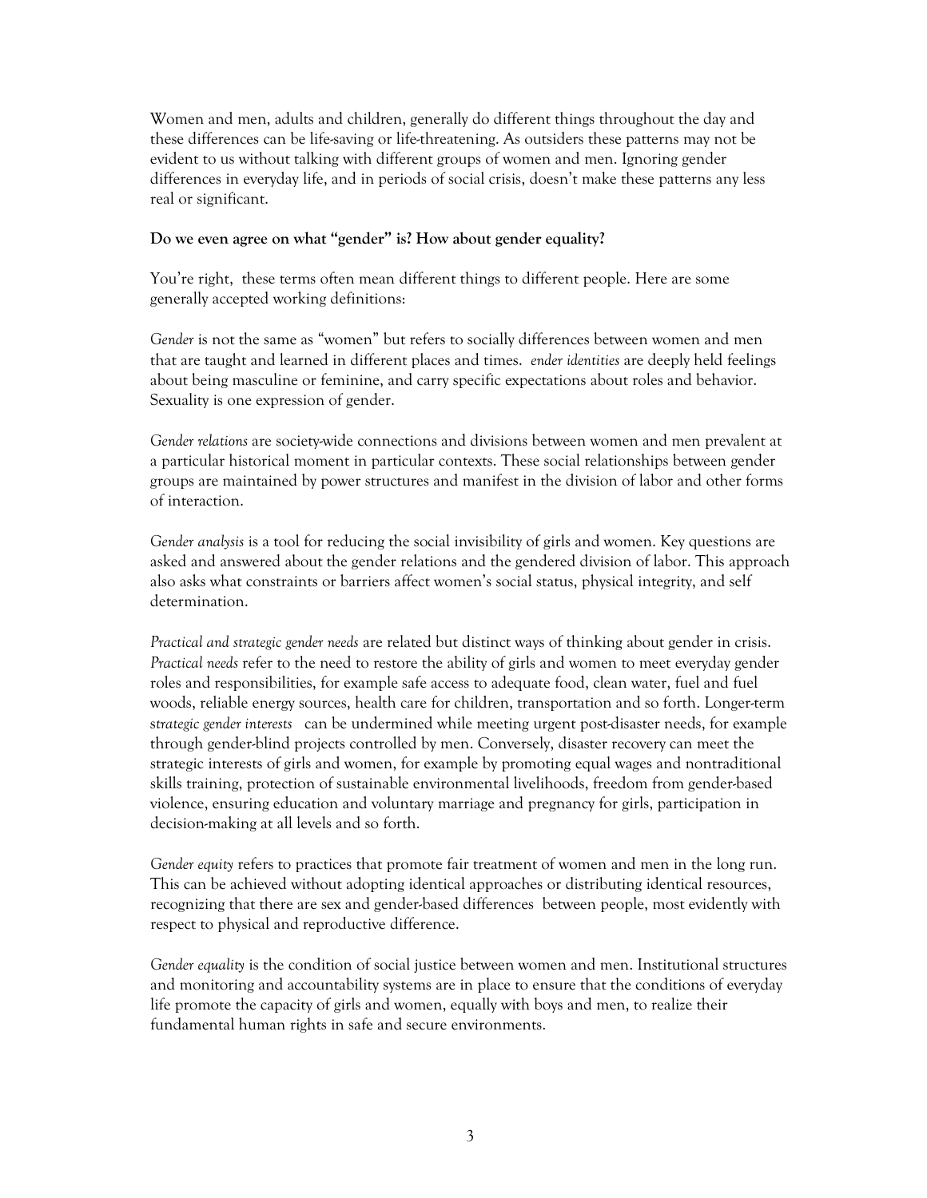Women and men, adults and children, generally do different things throughout the day and these differences can be life-saving or life-threatening. As outsiders these patterns may not be evident to us without talking with different groups of women and men. Ignoring gender differences in everyday life, and in periods of social crisis, doesn't make these patterns any less real or significant.

**Do we even agree on what "gender" is? How about gender equality?**

You're right, these terms often mean different things to different people. Here are some generally accepted working definitions:

*Gender* is not the same as "women" but refers to socially differences between women and men that are taught and learned in different places and times. *ender identities* are deeply held feelings about being masculine or feminine, and carry specific expectations about roles and behavior. Sexuality is one expression of gender.

*Gender relations* are society-wide connections and divisions between women and men prevalent at a particular historical moment in particular contexts. These social relationships between gender groups are maintained by power structures and manifest in the division of labor and other forms of interaction.

*Gender analysis* is a tool for reducing the social invisibility of girls and women. Key questions are asked and answered about the gender relations and the gendered division of labor. This approach also asks what constraints or barriers affect women's social status, physical integrity, and self determination.

*Practical and strategic gender needs* are related but distinct ways of thinking about gender in crisis. *Practical needs* refer to the need to restore the ability of girls and women to meet everyday gender roles and responsibilities, for example safe access to adequate food, clean water, fuel and fuel woods, reliable energy sources, health care for children, transportation and so forth. Longer-term *strategic gender interests* can be undermined while meeting urgent post-disaster needs, for example through gender-blind projects controlled by men. Conversely, disaster recovery can meet the strategic interests of girls and women, for example by promoting equal wages and nontraditional skills training, protection of sustainable environmental livelihoods, freedom from gender-based violence, ensuring education and voluntary marriage and pregnancy for girls, participation in decision-making at all levels and so forth.

*Gender equity* refers to practices that promote fair treatment of women and men in the long run. This can be achieved without adopting identical approaches or distributing identical resources, recognizing that there are sex and gender-based differences between people, most evidently with respect to physical and reproductive difference.

*Gender equality* is the condition of social justice between women and men. Institutional structures and monitoring and accountability systems are in place to ensure that the conditions of everyday life promote the capacity of girls and women, equally with boys and men, to realize their fundamental human rights in safe and secure environments.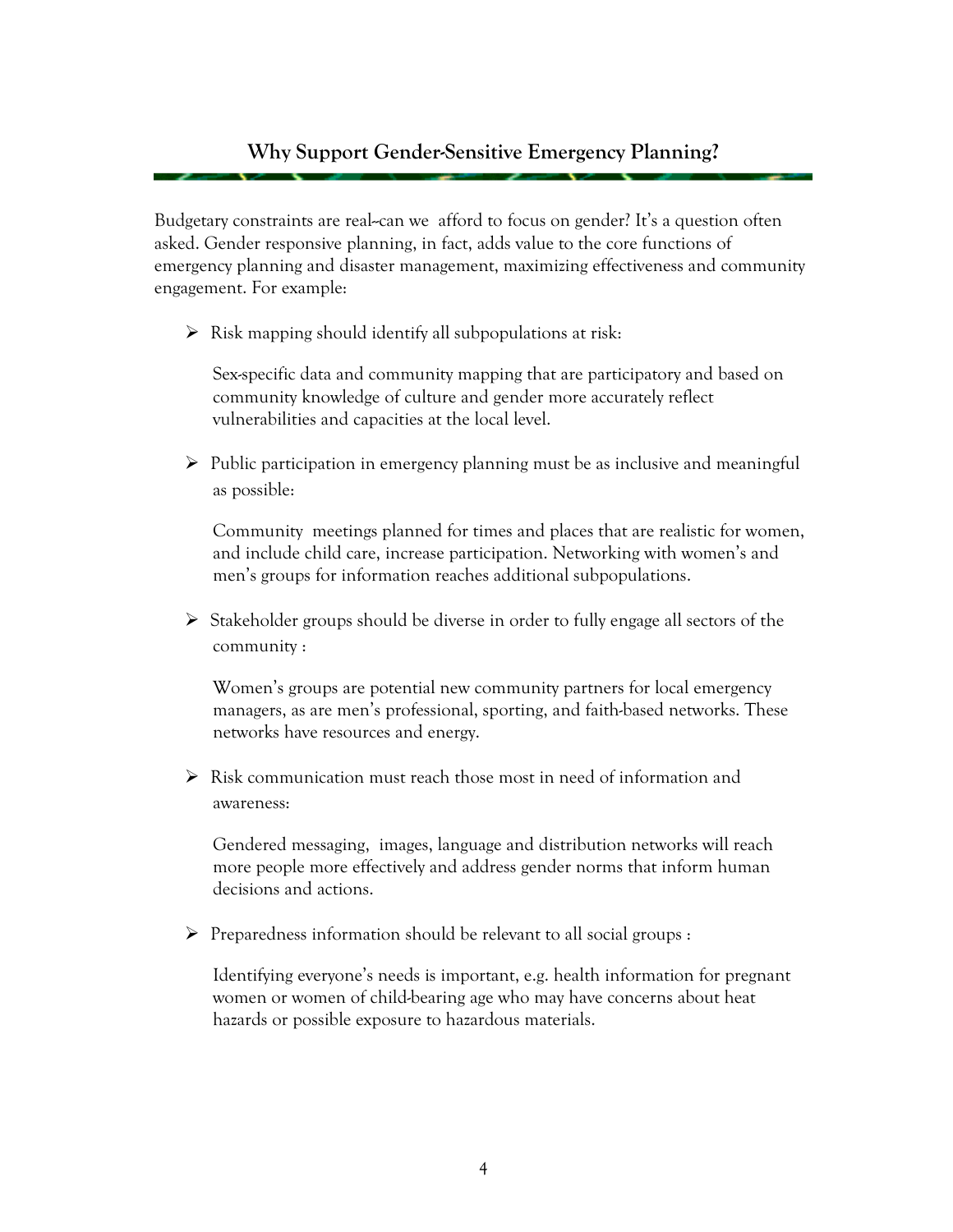## Why Support Gender-Sensitive Emergency Planning?

Budgetary constraints are real--can we afford to focus on gender? It's a question often asked. Gender responsive planning, in fact, adds value to the core functions of emergency planning and disaster management, maximizing effectiveness and community engagement. For example:

- Risk mapping should identify all subpopulations at risk:

  Sex-specific data and community mapping that are participatory and based on community knowledge of culture and gender more accurately reflect vulnerabilities and capacities at the local level.

- Public participation in emergency planning must be as inclusive and meaningful as possible:

  Community meetings planned for times and places that are realistic for women, and include child care, increase participation. Networking with women's and men's groups for information reaches additional subpopulations.

- Stakeholder groups should be diverse in order to fully engage all sectors of the community :

  Women's groups are potential new community partners for local emergency managers, as are men's professional, sporting, and faith-based networks. These networks have resources and energy.

- Risk communication must reach those most in need of information and awareness:

  Gendered messaging, images, language and distribution networks will reach more people more effectively and address gender norms that inform human decisions and actions.

- Preparedness information should be relevant to all social groups :

  Identifying everyone's needs is important, e.g. health information for pregnant women or women of child-bearing age who may have concerns about heat hazards or possible exposure to hazardous materials.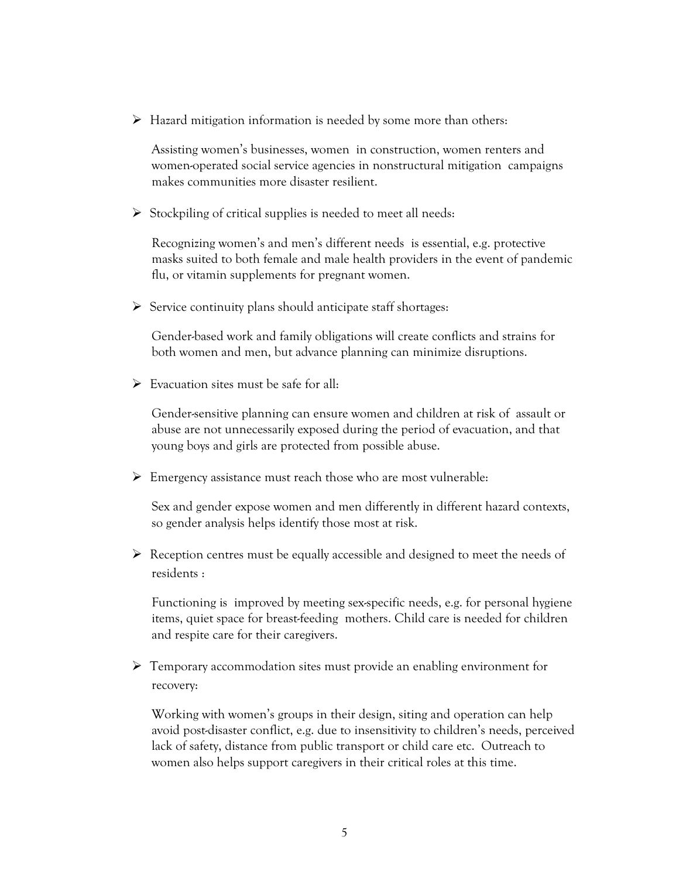- Hazard mitigation information is needed by some more than others:

  Assisting women's businesses, women in construction, women renters and women-operated social service agencies in nonstructural mitigation campaigns makes communities more disaster resilient.

- Stockpiling of critical supplies is needed to meet all needs:

  Recognizing women's and men's different needs is essential, e.g. protective masks suited to both female and male health providers in the event of pandemic flu, or vitamin supplements for pregnant women.

- Service continuity plans should anticipate staff shortages:

  Gender-based work and family obligations will create conflicts and strains for both women and men, but advance planning can minimize disruptions.

- Evacuation sites must be safe for all:

  Gender-sensitive planning can ensure women and children at risk of assault or abuse are not unnecessarily exposed during the period of evacuation, and that young boys and girls are protected from possible abuse.

- Emergency assistance must reach those who are most vulnerable:

  Sex and gender expose women and men differently in different hazard contexts, so gender analysis helps identify those most at risk.

- Reception centres must be equally accessible and designed to meet the needs of residents :

  Functioning is improved by meeting sex-specific needs, e.g. for personal hygiene items, quiet space for breast-feeding mothers. Child care is needed for children and respite care for their caregivers.

- Temporary accommodation sites must provide an enabling environment for recovery:

  Working with women's groups in their design, siting and operation can help avoid post-disaster conflict, e.g. due to insensitivity to children's needs, perceived lack of safety, distance from public transport or child care etc. Outreach to women also helps support caregivers in their critical roles at this time.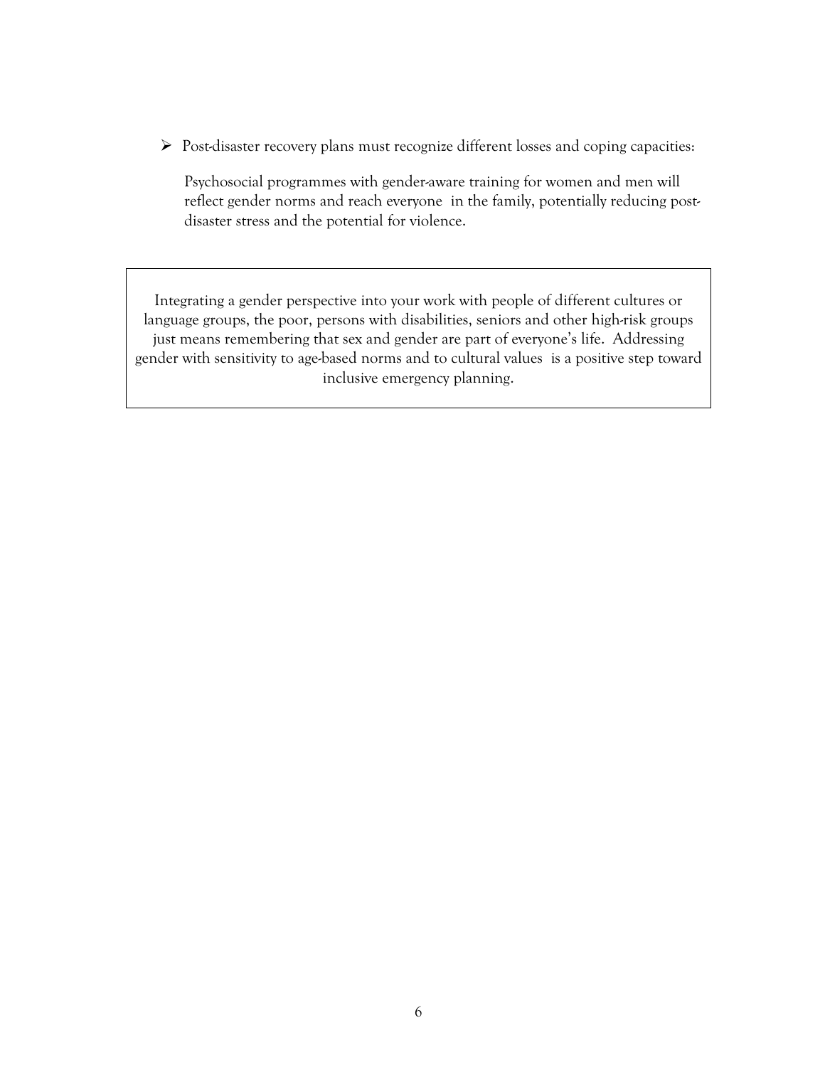- Post-disaster recovery plans must recognize different losses and coping capacities:

  Psychosocial programmes with gender-aware training for women and men will reflect gender norms and reach everyone in the family, potentially reducing post-disaster stress and the potential for violence.

> Integrating a gender perspective into your work with people of different cultures or language groups, the poor, persons with disabilities, seniors and other high-risk groups just means remembering that sex and gender are part of everyone's life. Addressing gender with sensitivity to age-based norms and to cultural values is a positive step toward inclusive emergency planning.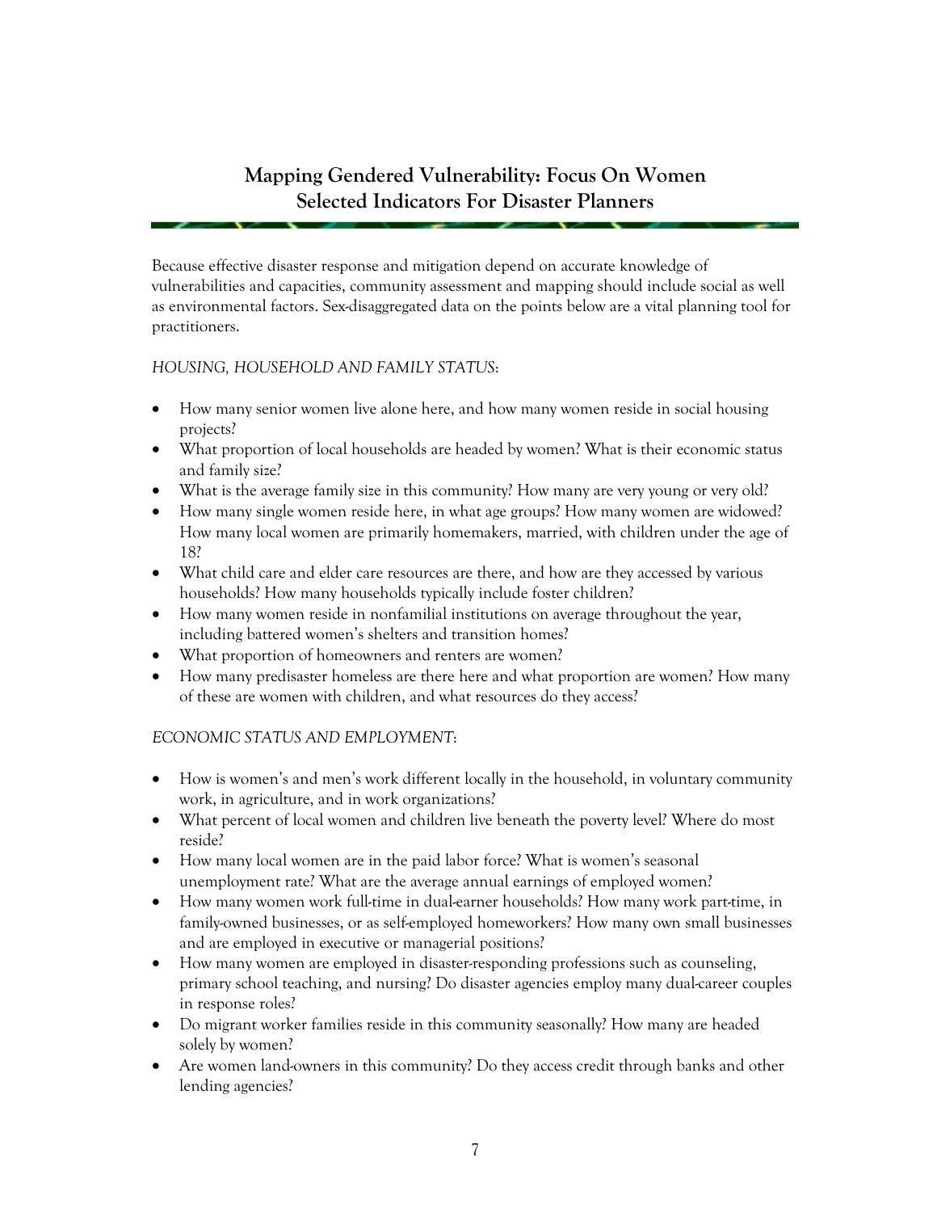# Mapping Gendered Vulnerability: Focus On Women
# Selected Indicators For Disaster Planners

Because effective disaster response and mitigation depend on accurate knowledge of vulnerabilities and capacities, community assessment and mapping should include social as well as environmental factors. Sex-disaggregated data on the points below are a vital planning tool for practitioners.

*HOUSING, HOUSEHOLD AND FAMILY STATUS*:

- How many senior women live alone here, and how many women reside in social housing projects?
- What proportion of local households are headed by women? What is their economic status and family size?
- What is the average family size in this community? How many are very young or very old?
- How many single women reside here, in what age groups? How many women are widowed? How many local women are primarily homemakers, married, with children under the age of 18?
- What child care and elder care resources are there, and how are they accessed by various households? How many households typically include foster children?
- How many women reside in nonfamilial institutions on average throughout the year, including battered women's shelters and transition homes?
- What proportion of homeowners and renters are women?
- How many predisaster homeless are there here and what proportion are women? How many of these are women with children, and what resources do they access?

*ECONOMIC STATUS AND EMPLOYMENT*:

- How is women's and men's work different locally in the household, in voluntary community work, in agriculture, and in work organizations?
- What percent of local women and children live beneath the poverty level? Where do most reside?
- How many local women are in the paid labor force? What is women's seasonal unemployment rate? What are the average annual earnings of employed women?
- How many women work full-time in dual-earner households? How many work part-time, in family-owned businesses, or as self-employed homeworkers? How many own small businesses and are employed in executive or managerial positions?
- How many women are employed in disaster-responding professions such as counseling, primary school teaching, and nursing? Do disaster agencies employ many dual-career couples in response roles?
- Do migrant worker families reside in this community seasonally? How many are headed solely by women?
- Are women land-owners in this community? Do they access credit through banks and other lending agencies?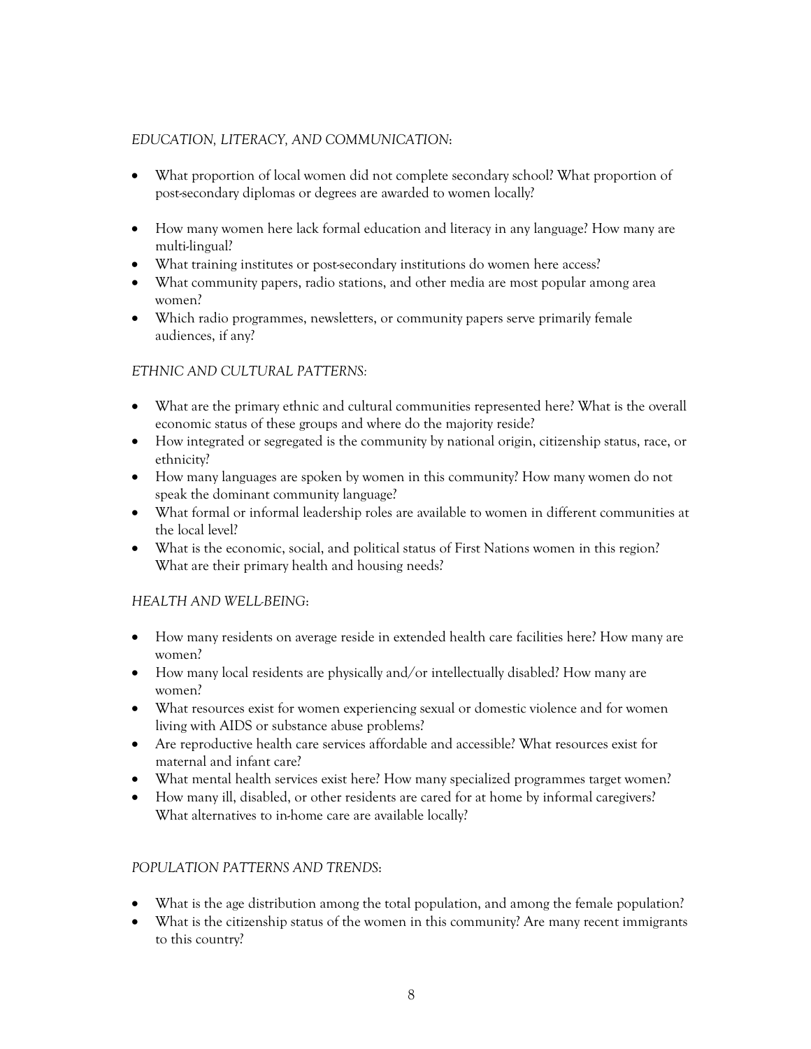*EDUCATION, LITERACY, AND COMMUNICATION*:

- What proportion of local women did not complete secondary school? What proportion of post-secondary diplomas or degrees are awarded to women locally?

- How many women here lack formal education and literacy in any language? How many are multi-lingual?
- What training institutes or post-secondary institutions do women here access?
- What community papers, radio stations, and other media are most popular among area women?
- Which radio programmes, newsletters, or community papers serve primarily female audiences, if any?

*ETHNIC AND CULTURAL PATTERNS*:

- What are the primary ethnic and cultural communities represented here? What is the overall economic status of these groups and where do the majority reside?
- How integrated or segregated is the community by national origin, citizenship status, race, or ethnicity?
- How many languages are spoken by women in this community? How many women do not speak the dominant community language?
- What formal or informal leadership roles are available to women in different communities at the local level?
- What is the economic, social, and political status of First Nations women in this region? What are their primary health and housing needs?

*HEALTH AND WELL-BEING*:

- How many residents on average reside in extended health care facilities here? How many are women?
- How many local residents are physically and/or intellectually disabled? How many are women?
- What resources exist for women experiencing sexual or domestic violence and for women living with AIDS or substance abuse problems?
- Are reproductive health care services affordable and accessible? What resources exist for maternal and infant care?
- What mental health services exist here? How many specialized programmes target women?
- How many ill, disabled, or other residents are cared for at home by informal caregivers? What alternatives to in-home care are available locally?

*POPULATION PATTERNS AND TRENDS*:

- What is the age distribution among the total population, and among the female population?
- What is the citizenship status of the women in this community? Are many recent immigrants to this country?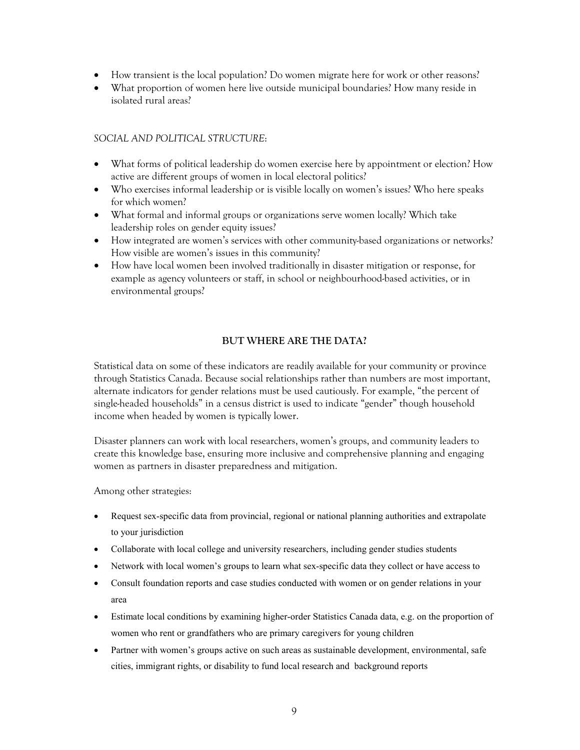- How transient is the local population? Do women migrate here for work or other reasons?
- What proportion of women here live outside municipal boundaries? How many reside in isolated rural areas?

*SOCIAL AND POLITICAL STRUCTURE*:

- What forms of political leadership do women exercise here by appointment or election? How active are different groups of women in local electoral politics?
- Who exercises informal leadership or is visible locally on women's issues? Who here speaks for which women?
- What formal and informal groups or organizations serve women locally? Which take leadership roles on gender equity issues?
- How integrated are women's services with other community-based organizations or networks? How visible are women's issues in this community?
- How have local women been involved traditionally in disaster mitigation or response, for example as agency volunteers or staff, in school or neighbourhood-based activities, or in environmental groups?

## BUT WHERE ARE THE DATA?

Statistical data on some of these indicators are readily available for your community or province through Statistics Canada. Because social relationships rather than numbers are most important, alternate indicators for gender relations must be used cautiously. For example, "the percent of single-headed households" in a census district is used to indicate "gender" though household income when headed by women is typically lower.

Disaster planners can work with local researchers, women's groups, and community leaders to create this knowledge base, ensuring more inclusive and comprehensive planning and engaging women as partners in disaster preparedness and mitigation.

Among other strategies:

- Request sex-specific data from provincial, regional or national planning authorities and extrapolate to your jurisdiction
- Collaborate with local college and university researchers, including gender studies students
- Network with local women's groups to learn what sex-specific data they collect or have access to
- Consult foundation reports and case studies conducted with women or on gender relations in your area
- Estimate local conditions by examining higher-order Statistics Canada data, e.g. on the proportion of women who rent or grandfathers who are primary caregivers for young children
- Partner with women's groups active on such areas as sustainable development, environmental, safe cities, immigrant rights, or disability to fund local research and background reports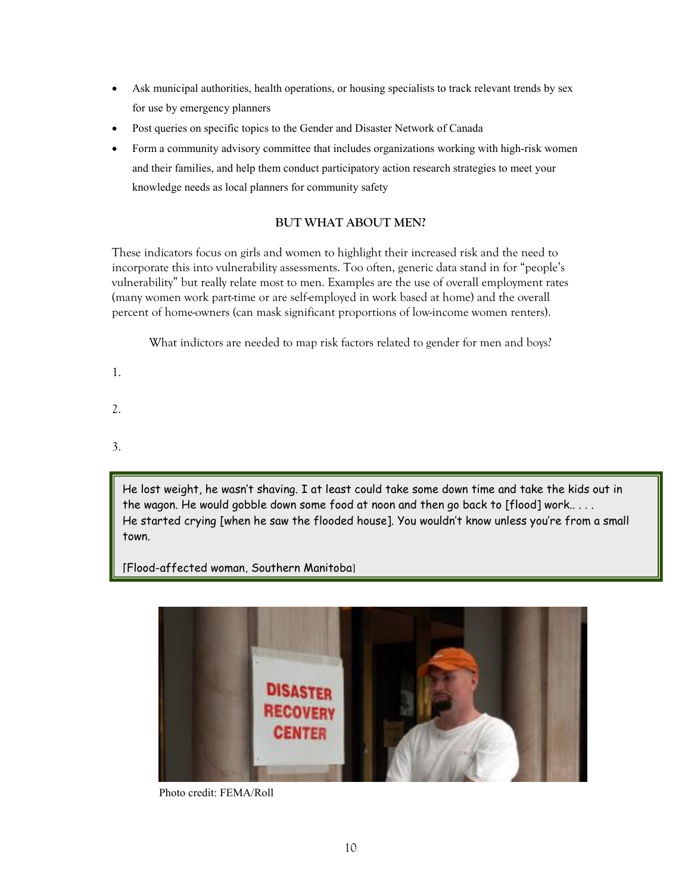- Ask municipal authorities, health operations, or housing specialists to track relevant trends by sex for use by emergency planners
- Post queries on specific topics to the Gender and Disaster Network of Canada
- Form a community advisory committee that includes organizations working with high-risk women and their families, and help them conduct participatory action research strategies to meet your knowledge needs as local planners for community safety

### BUT WHAT ABOUT MEN?

These indicators focus on girls and women to highlight their increased risk and the need to incorporate this into vulnerability assessments. Too often, generic data stand in for "people's vulnerability" but really relate most to men. Examples are the use of overall employment rates (many women work part-time or are self-employed in work based at home) and the overall percent of home-owners (can mask significant proportions of low-income women renters).

What indictors are needed to map risk factors related to gender for men and boys?

1.

2.

3.

> He lost weight, he wasn't shaving. I at least could take some down time and take the kids out in the wagon. He would gobble down some food at noon and then go back to [flood] work.. . . .
> He started crying [when he saw the flooded house]. You wouldn't know unless you're from a small town.
>
> [Flood-affected woman, Southern Manitoba]

Photo credit: FEMA/Roll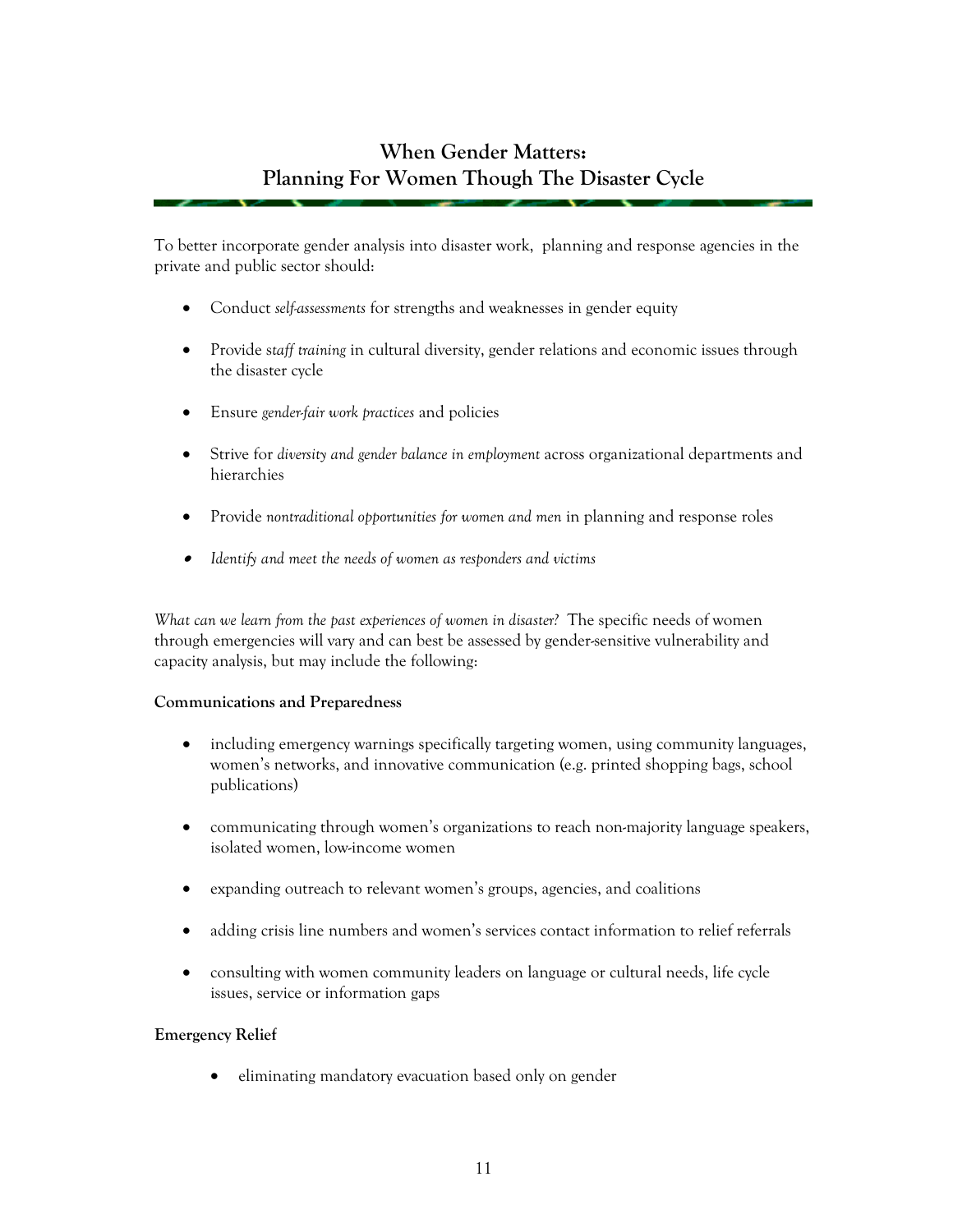## When Gender Matters:
## Planning For Women Though The Disaster Cycle

To better incorporate gender analysis into disaster work, planning and response agencies in the private and public sector should:

- Conduct *self-assessments* for strengths and weaknesses in gender equity
- Provide s*taff training* in cultural diversity, gender relations and economic issues through the disaster cycle
- Ensure *gender-fair work practices* and policies
- Strive for *diversity and gender balance in employment* across organizational departments and hierarchies
- Provide *nontraditional opportunities for women and men* in planning and response roles
- *Identify and meet the needs of women as responders and victims*

*What can we learn from the past experiences of women in disaster?* The specific needs of women through emergencies will vary and can best be assessed by gender-sensitive vulnerability and capacity analysis, but may include the following:

**Communications and Preparedness**

- including emergency warnings specifically targeting women, using community languages, women's networks, and innovative communication (e.g. printed shopping bags, school publications)
- communicating through women's organizations to reach non-majority language speakers, isolated women, low-income women
- expanding outreach to relevant women's groups, agencies, and coalitions
- adding crisis line numbers and women's services contact information to relief referrals
- consulting with women community leaders on language or cultural needs, life cycle issues, service or information gaps

**Emergency Relief**

- eliminating mandatory evacuation based only on gender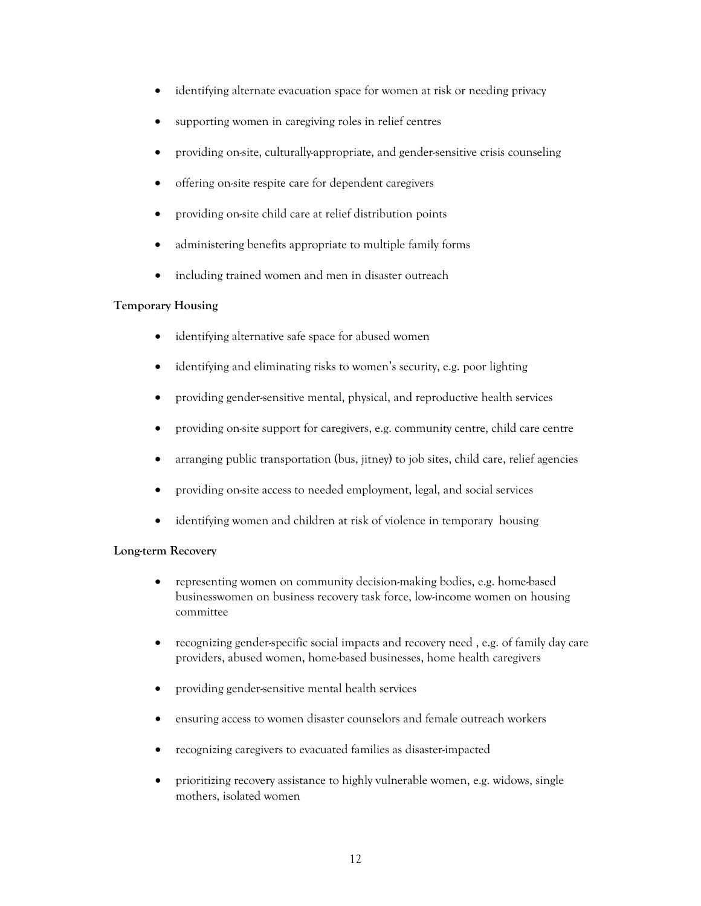- identifying alternate evacuation space for women at risk or needing privacy
- supporting women in caregiving roles in relief centres
- providing on-site, culturally-appropriate, and gender-sensitive crisis counseling
- offering on-site respite care for dependent caregivers
- providing on-site child care at relief distribution points
- administering benefits appropriate to multiple family forms
- including trained women and men in disaster outreach

**Temporary Housing**

- identifying alternative safe space for abused women
- identifying and eliminating risks to women's security, e.g. poor lighting
- providing gender-sensitive mental, physical, and reproductive health services
- providing on-site support for caregivers, e.g. community centre, child care centre
- arranging public transportation (bus, jitney) to job sites, child care, relief agencies
- providing on-site access to needed employment, legal, and social services
- identifying women and children at risk of violence in temporary housing

**Long-term Recovery**

- representing women on community decision-making bodies, e.g. home-based businesswomen on business recovery task force, low-income women on housing committee
- recognizing gender-specific social impacts and recovery need , e.g. of family day care providers, abused women, home-based businesses, home health caregivers
- providing gender-sensitive mental health services
- ensuring access to women disaster counselors and female outreach workers
- recognizing caregivers to evacuated families as disaster-impacted
- prioritizing recovery assistance to highly vulnerable women, e.g. widows, single mothers, isolated women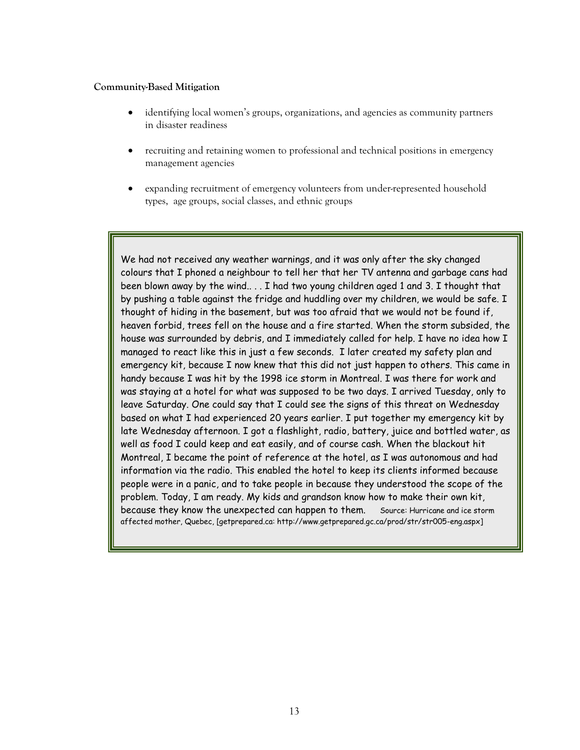**Community-Based Mitigation**

- identifying local women's groups, organizations, and agencies as community partners in disaster readiness
- recruiting and retaining women to professional and technical positions in emergency management agencies
- expanding recruitment of emergency volunteers from under-represented household types, age groups, social classes, and ethnic groups

> We had not received any weather warnings, and it was only after the sky changed colours that I phoned a neighbour to tell her that her TV antenna and garbage cans had been blown away by the wind.. . . I had two young children aged 1 and 3. I thought that by pushing a table against the fridge and huddling over my children, we would be safe. I thought of hiding in the basement, but was too afraid that we would not be found if, heaven forbid, trees fell on the house and a fire started. When the storm subsided, the house was surrounded by debris, and I immediately called for help. I have no idea how I managed to react like this in just a few seconds. I later created my safety plan and emergency kit, because I now knew that this did not just happen to others. This came in handy because I was hit by the 1998 ice storm in Montreal. I was there for work and was staying at a hotel for what was supposed to be two days. I arrived Tuesday, only to leave Saturday. One could say that I could see the signs of this threat on Wednesday based on what I had experienced 20 years earlier. I put together my emergency kit by late Wednesday afternoon. I got a flashlight, radio, battery, juice and bottled water, as well as food I could keep and eat easily, and of course cash. When the blackout hit Montreal, I became the point of reference at the hotel, as I was autonomous and had information via the radio. This enabled the hotel to keep its clients informed because people were in a panic, and to take people in because they understood the scope of the problem. Today, I am ready. My kids and grandson know how to make their own kit, because they know the unexpected can happen to them. Source: Hurricane and ice storm affected mother, Quebec, [getprepared.ca: http://www.getprepared.gc.ca/prod/str/str005-eng.aspx]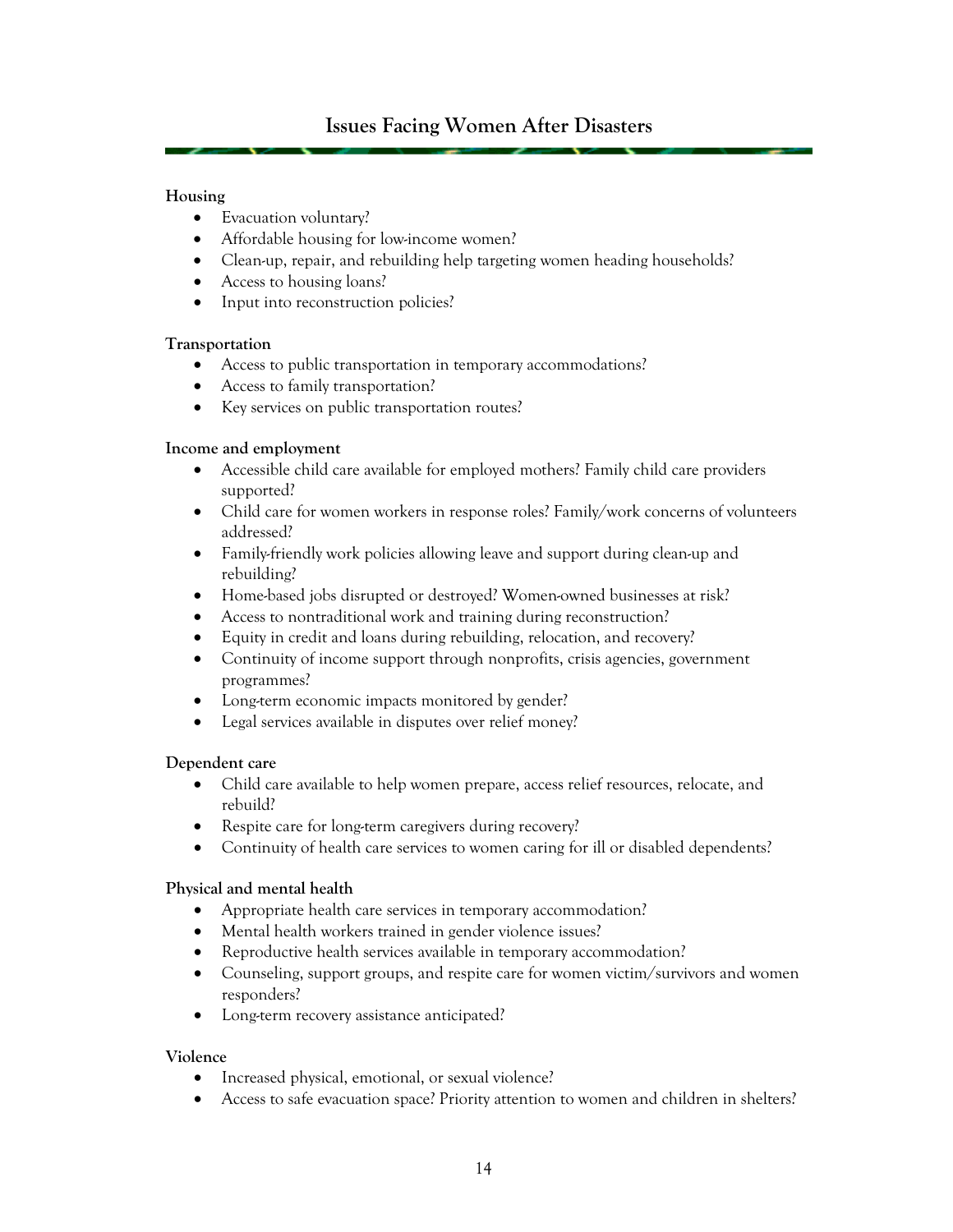## Issues Facing Women After Disasters

**Housing**

- Evacuation voluntary?
- Affordable housing for low-income women?
- Clean-up, repair, and rebuilding help targeting women heading households?
- Access to housing loans?
- Input into reconstruction policies?

**Transportation**

- Access to public transportation in temporary accommodations?
- Access to family transportation?
- Key services on public transportation routes?

**Income and employment**

- Accessible child care available for employed mothers? Family child care providers supported?
- Child care for women workers in response roles? Family/work concerns of volunteers addressed?
- Family-friendly work policies allowing leave and support during clean-up and rebuilding?
- Home-based jobs disrupted or destroyed? Women-owned businesses at risk?
- Access to nontraditional work and training during reconstruction?
- Equity in credit and loans during rebuilding, relocation, and recovery?
- Continuity of income support through nonprofits, crisis agencies, government programmes?
- Long-term economic impacts monitored by gender?
- Legal services available in disputes over relief money?

**Dependent care**

- Child care available to help women prepare, access relief resources, relocate, and rebuild?
- Respite care for long-term caregivers during recovery?
- Continuity of health care services to women caring for ill or disabled dependents?

**Physical and mental health**

- Appropriate health care services in temporary accommodation?
- Mental health workers trained in gender violence issues?
- Reproductive health services available in temporary accommodation?
- Counseling, support groups, and respite care for women victim/survivors and women responders?
- Long-term recovery assistance anticipated?

**Violence**

- Increased physical, emotional, or sexual violence?
- Access to safe evacuation space? Priority attention to women and children in shelters?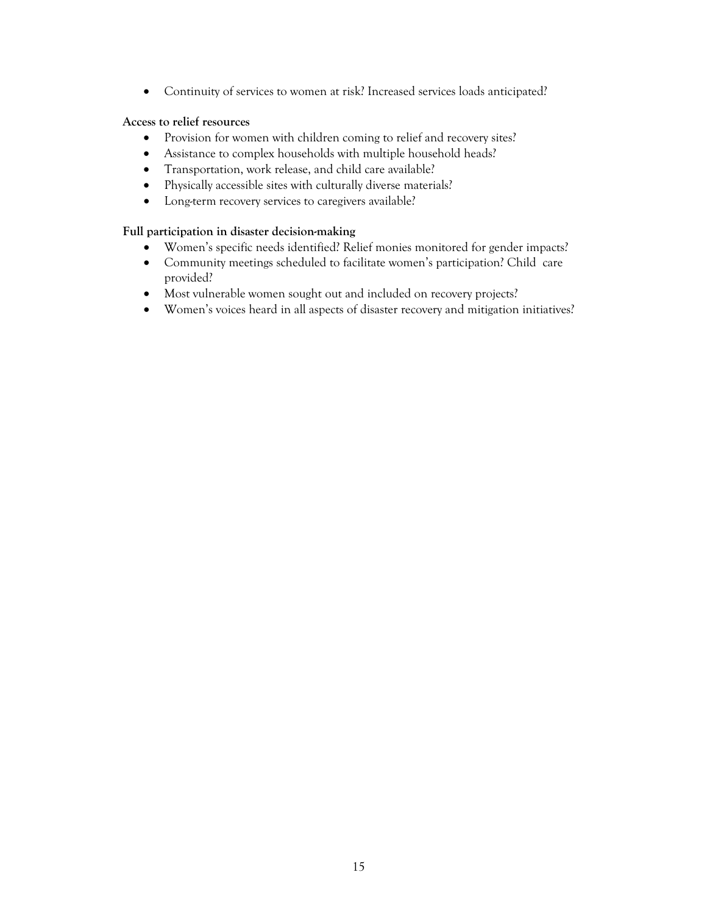- Continuity of services to women at risk? Increased services loads anticipated?

**Access to relief resources**

- Provision for women with children coming to relief and recovery sites?
- Assistance to complex households with multiple household heads?
- Transportation, work release, and child care available?
- Physically accessible sites with culturally diverse materials?
- Long-term recovery services to caregivers available?

**Full participation in disaster decision-making**

- Women's specific needs identified? Relief monies monitored for gender impacts?
- Community meetings scheduled to facilitate women's participation? Child care provided?
- Most vulnerable women sought out and included on recovery projects?
- Women's voices heard in all aspects of disaster recovery and mitigation initiatives?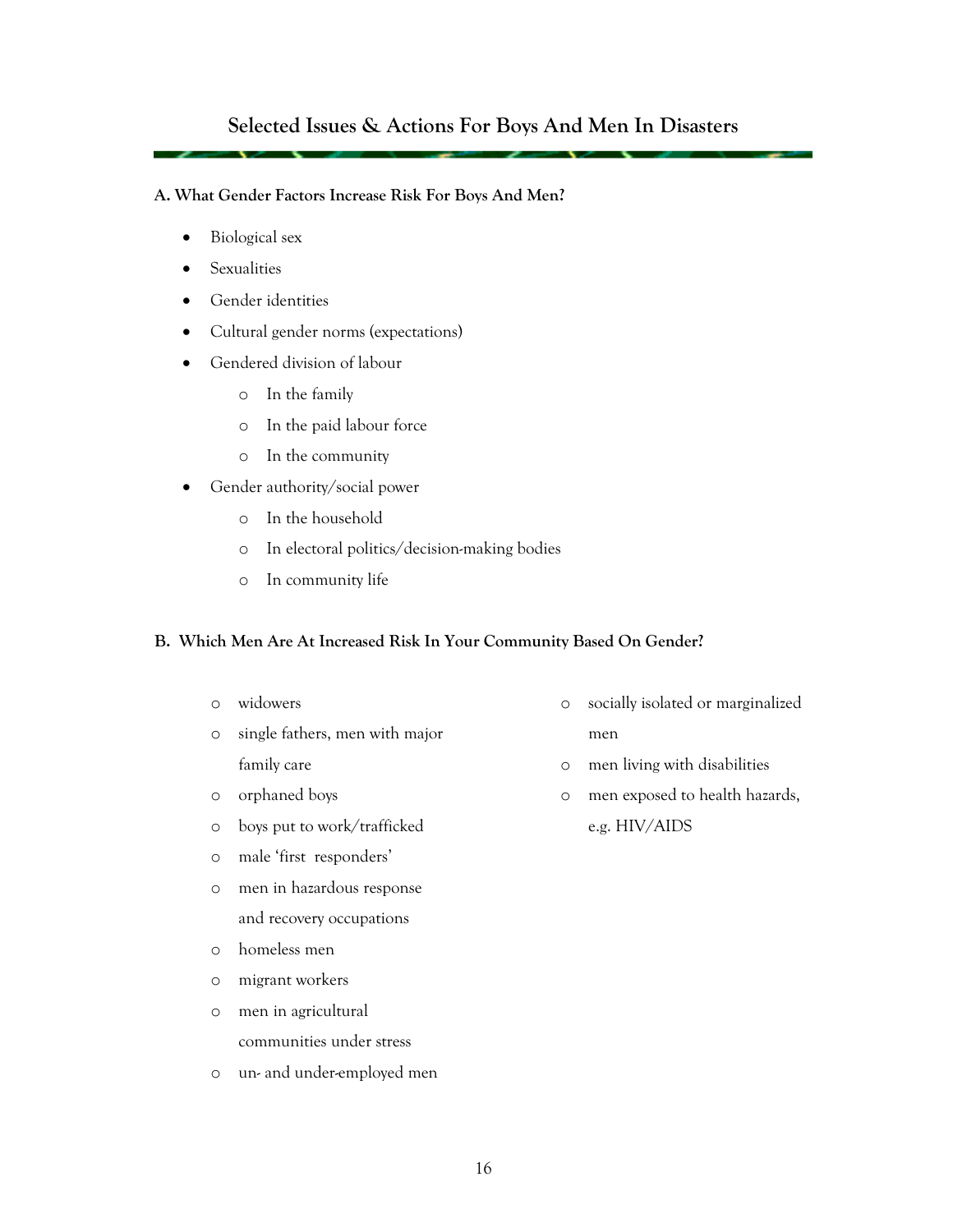## Selected Issues & Actions For Boys And Men In Disasters

**A. What Gender Factors Increase Risk For Boys And Men?**

- Biological sex
- Sexualities
- Gender identities
- Cultural gender norms (expectations)
- Gendered division of labour
    - In the family
    - In the paid labour force
    - In the community
- Gender authority/social power
    - In the household
    - In electoral politics/decision-making bodies
    - In community life

**B. Which Men Are At Increased Risk In Your Community Based On Gender?**

- widowers
- single fathers, men with major family care
- orphaned boys
- boys put to work/trafficked
- male 'first responders'
- men in hazardous response and recovery occupations
- homeless men
- migrant workers
- men in agricultural communities under stress
- un- and under-employed men
- socially isolated or marginalized men
- men living with disabilities
- men exposed to health hazards, e.g. HIV/AIDS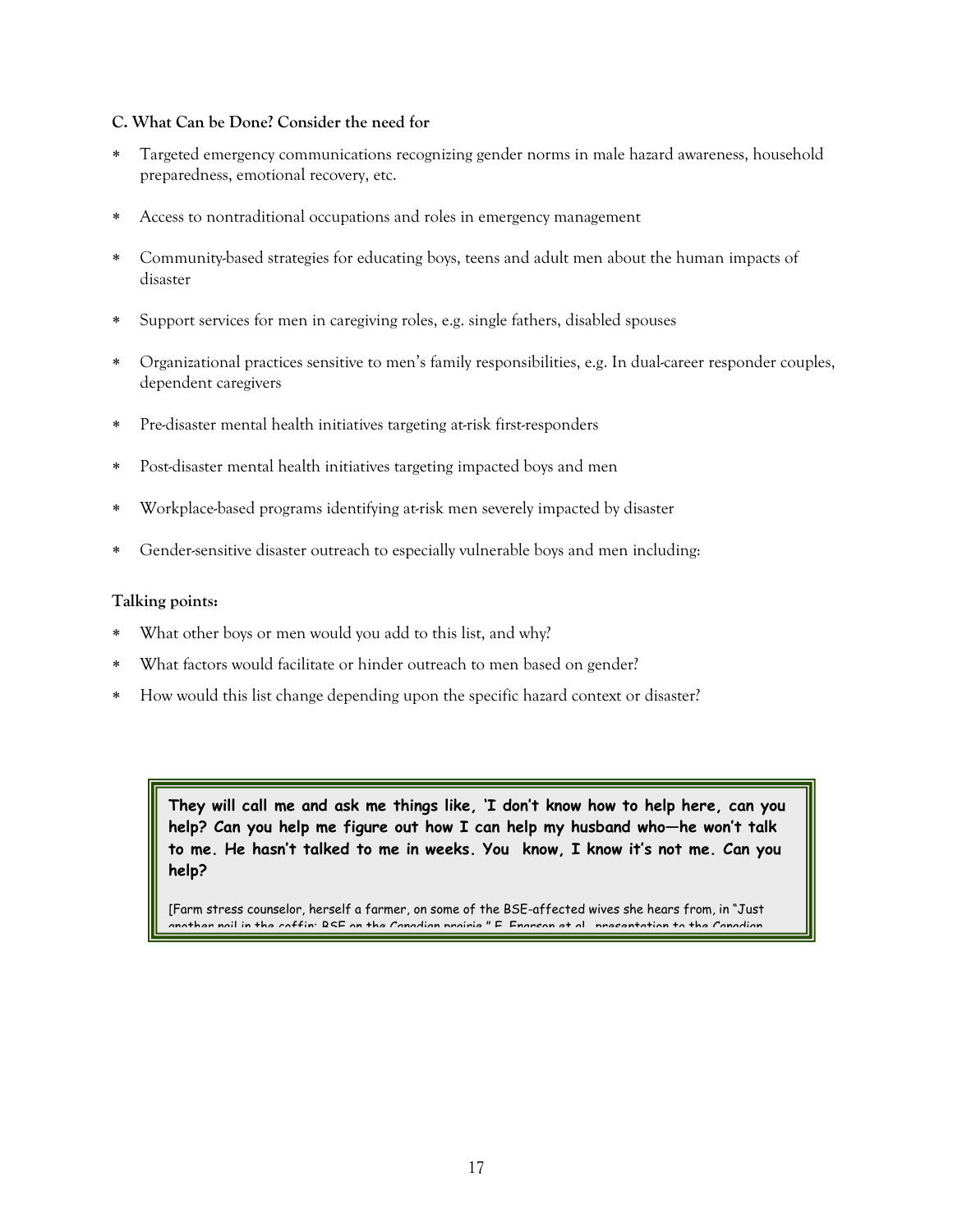**C. What Can be Done? Consider the need for**

* Targeted emergency communications recognizing gender norms in male hazard awareness, household preparedness, emotional recovery, etc.

* Access to nontraditional occupations and roles in emergency management

* Community-based strategies for educating boys, teens and adult men about the human impacts of disaster

* Support services for men in caregiving roles, e.g. single fathers, disabled spouses

* Organizational practices sensitive to men's family responsibilities, e.g. In dual-career responder couples, dependent caregivers

* Pre-disaster mental health initiatives targeting at-risk first-responders

* Post-disaster mental health initiatives targeting impacted boys and men

* Workplace-based programs identifying at-risk men severely impacted by disaster

* Gender-sensitive disaster outreach to especially vulnerable boys and men including:

**Talking points:**

* What other boys or men would you add to this list, and why?
* What factors would facilitate or hinder outreach to men based on gender?
* How would this list change depending upon the specific hazard context or disaster?

**They will call me and ask me things like, 'I don't know how to help here, can you help? Can you help me figure out how I can help my husband who—he won't talk to me. He hasn't talked to me in weeks. You know, I know it's not me. Can you help?**

[Farm stress counselor, herself a farmer, on some of the BSE-affected wives she hears from, in "Just another nail in the coffin: BSE on the Canadian prairie," E. Enarson et al., presentation to the Canadian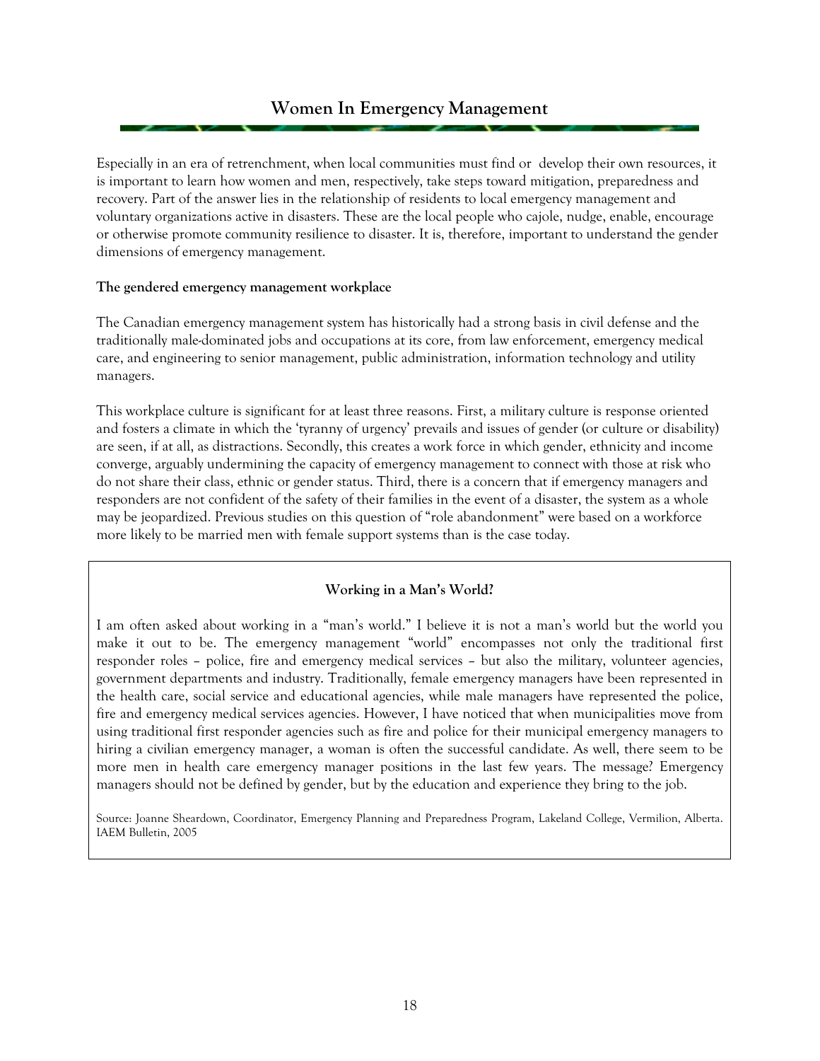# Women In Emergency Management

Especially in an era of retrenchment, when local communities must find or develop their own resources, it is important to learn how women and men, respectively, take steps toward mitigation, preparedness and recovery. Part of the answer lies in the relationship of residents to local emergency management and voluntary organizations active in disasters. These are the local people who cajole, nudge, enable, encourage or otherwise promote community resilience to disaster. It is, therefore, important to understand the gender dimensions of emergency management.

**The gendered emergency management workplace**

The Canadian emergency management system has historically had a strong basis in civil defense and the traditionally male-dominated jobs and occupations at its core, from law enforcement, emergency medical care, and engineering to senior management, public administration, information technology and utility managers.

This workplace culture is significant for at least three reasons. First, a military culture is response oriented and fosters a climate in which the 'tyranny of urgency' prevails and issues of gender (or culture or disability) are seen, if at all, as distractions. Secondly, this creates a work force in which gender, ethnicity and income converge, arguably undermining the capacity of emergency management to connect with those at risk who do not share their class, ethnic or gender status. Third, there is a concern that if emergency managers and responders are not confident of the safety of their families in the event of a disaster, the system as a whole may be jeopardized. Previous studies on this question of "role abandonment" were based on a workforce more likely to be married men with female support systems than is the case today.

**Working in a Man's World?**

I am often asked about working in a "man's world." I believe it is not a man's world but the world you make it out to be. The emergency management "world" encompasses not only the traditional first responder roles – police, fire and emergency medical services – but also the military, volunteer agencies, government departments and industry. Traditionally, female emergency managers have been represented in the health care, social service and educational agencies, while male managers have represented the police, fire and emergency medical services agencies. However, I have noticed that when municipalities move from using traditional first responder agencies such as fire and police for their municipal emergency managers to hiring a civilian emergency manager, a woman is often the successful candidate. As well, there seem to be more men in health care emergency manager positions in the last few years. The message? Emergency managers should not be defined by gender, but by the education and experience they bring to the job.

Source: Joanne Sheardown, Coordinator, Emergency Planning and Preparedness Program, Lakeland College, Vermilion, Alberta. IAEM Bulletin, 2005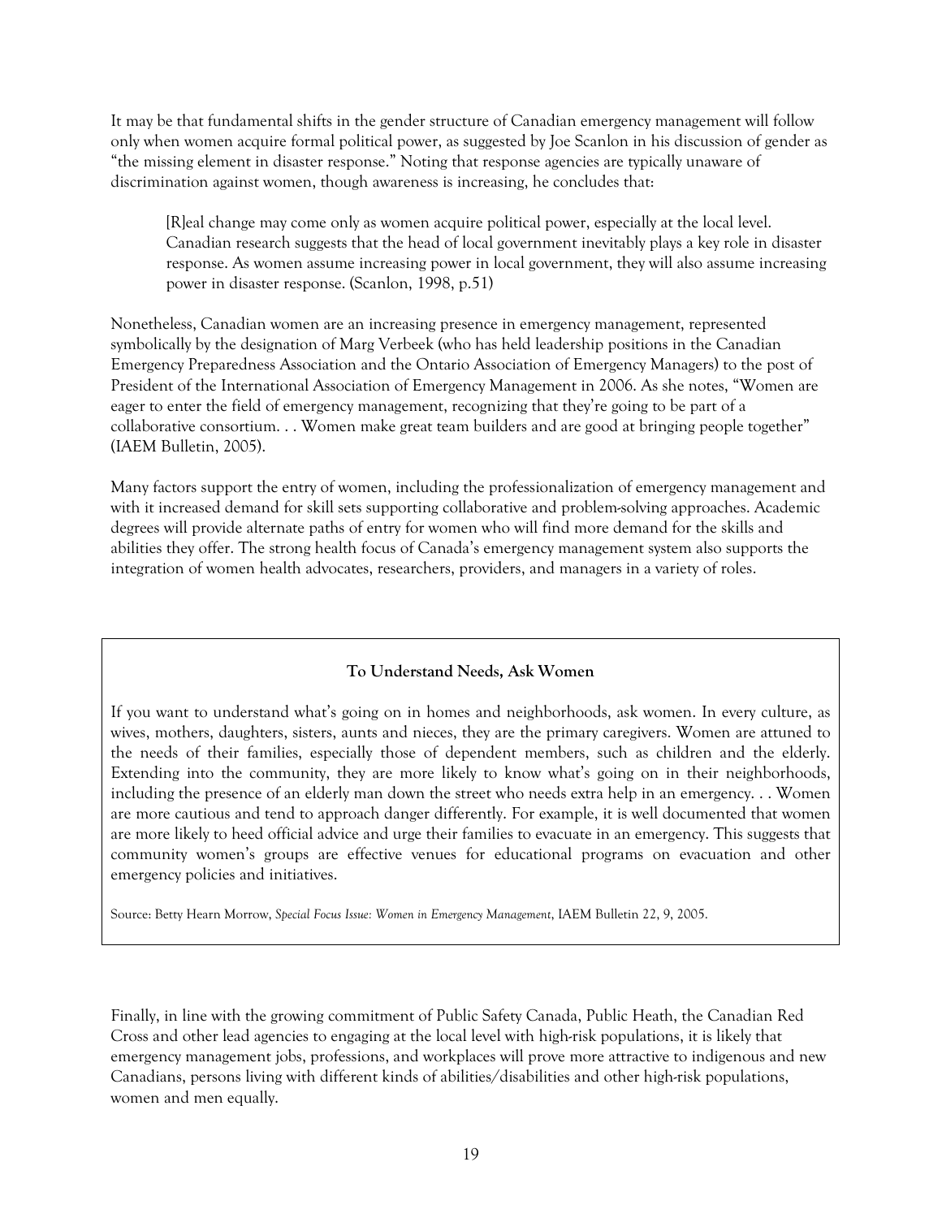It may be that fundamental shifts in the gender structure of Canadian emergency management will follow only when women acquire formal political power, as suggested by Joe Scanlon in his discussion of gender as "the missing element in disaster response." Noting that response agencies are typically unaware of discrimination against women, though awareness is increasing, he concludes that:

> [R]eal change may come only as women acquire political power, especially at the local level. Canadian research suggests that the head of local government inevitably plays a key role in disaster response. As women assume increasing power in local government, they will also assume increasing power in disaster response. (Scanlon, 1998, p.51)

Nonetheless, Canadian women are an increasing presence in emergency management, represented symbolically by the designation of Marg Verbeek (who has held leadership positions in the Canadian Emergency Preparedness Association and the Ontario Association of Emergency Managers) to the post of President of the International Association of Emergency Management in 2006. As she notes, "Women are eager to enter the field of emergency management, recognizing that they're going to be part of a collaborative consortium. . . Women make great team builders and are good at bringing people together" (IAEM Bulletin, 2005).

Many factors support the entry of women, including the professionalization of emergency management and with it increased demand for skill sets supporting collaborative and problem-solving approaches. Academic degrees will provide alternate paths of entry for women who will find more demand for the skills and abilities they offer. The strong health focus of Canada's emergency management system also supports the integration of women health advocates, researchers, providers, and managers in a variety of roles.

**To Understand Needs, Ask Women**

If you want to understand what's going on in homes and neighborhoods, ask women. In every culture, as wives, mothers, daughters, sisters, aunts and nieces, they are the primary caregivers. Women are attuned to the needs of their families, especially those of dependent members, such as children and the elderly. Extending into the community, they are more likely to know what's going on in their neighborhoods, including the presence of an elderly man down the street who needs extra help in an emergency. . . Women are more cautious and tend to approach danger differently. For example, it is well documented that women are more likely to heed official advice and urge their families to evacuate in an emergency. This suggests that community women's groups are effective venues for educational programs on evacuation and other emergency policies and initiatives.

Source: Betty Hearn Morrow, *Special Focus Issue: Women in Emergency Management*, IAEM Bulletin 22, 9, 2005.

Finally, in line with the growing commitment of Public Safety Canada, Public Heath, the Canadian Red Cross and other lead agencies to engaging at the local level with high-risk populations, it is likely that emergency management jobs, professions, and workplaces will prove more attractive to indigenous and new Canadians, persons living with different kinds of abilities/disabilities and other high-risk populations, women and men equally.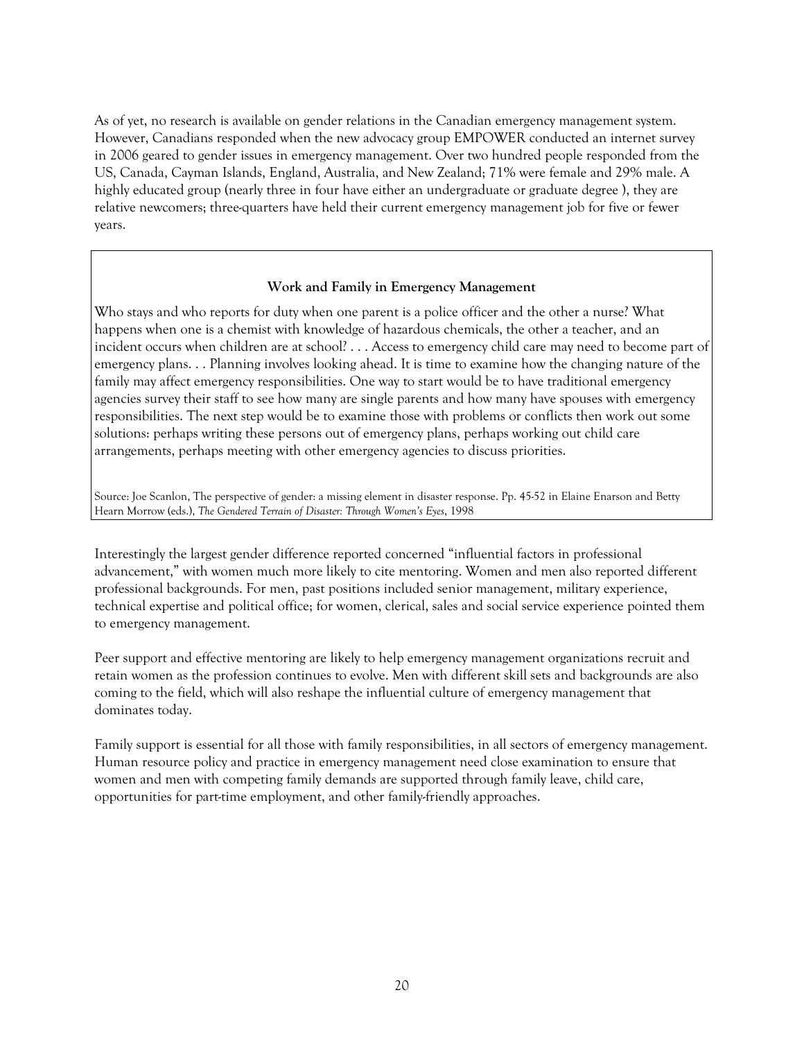As of yet, no research is available on gender relations in the Canadian emergency management system. However, Canadians responded when the new advocacy group EMPOWER conducted an internet survey in 2006 geared to gender issues in emergency management. Over two hundred people responded from the US, Canada, Cayman Islands, England, Australia, and New Zealand; 71% were female and 29% male. A highly educated group (nearly three in four have either an undergraduate or graduate degree ), they are relative newcomers; three-quarters have held their current emergency management job for five or fewer years.

**Work and Family in Emergency Management**

Who stays and who reports for duty when one parent is a police officer and the other a nurse? What happens when one is a chemist with knowledge of hazardous chemicals, the other a teacher, and an incident occurs when children are at school? . . . Access to emergency child care may need to become part of emergency plans. . . Planning involves looking ahead. It is time to examine how the changing nature of the family may affect emergency responsibilities. One way to start would be to have traditional emergency agencies survey their staff to see how many are single parents and how many have spouses with emergency responsibilities. The next step would be to examine those with problems or conflicts then work out some solutions: perhaps writing these persons out of emergency plans, perhaps working out child care arrangements, perhaps meeting with other emergency agencies to discuss priorities.

Source: Joe Scanlon, The perspective of gender: a missing element in disaster response. Pp. 45-52 in Elaine Enarson and Betty Hearn Morrow (eds.), *The Gendered Terrain of Disaster: Through Women's Eyes*, 1998

Interestingly the largest gender difference reported concerned "influential factors in professional advancement," with women much more likely to cite mentoring. Women and men also reported different professional backgrounds. For men, past positions included senior management, military experience, technical expertise and political office; for women, clerical, sales and social service experience pointed them to emergency management.

Peer support and effective mentoring are likely to help emergency management organizations recruit and retain women as the profession continues to evolve. Men with different skill sets and backgrounds are also coming to the field, which will also reshape the influential culture of emergency management that dominates today.

Family support is essential for all those with family responsibilities, in all sectors of emergency management. Human resource policy and practice in emergency management need close examination to ensure that women and men with competing family demands are supported through family leave, child care, opportunities for part-time employment, and other family-friendly approaches.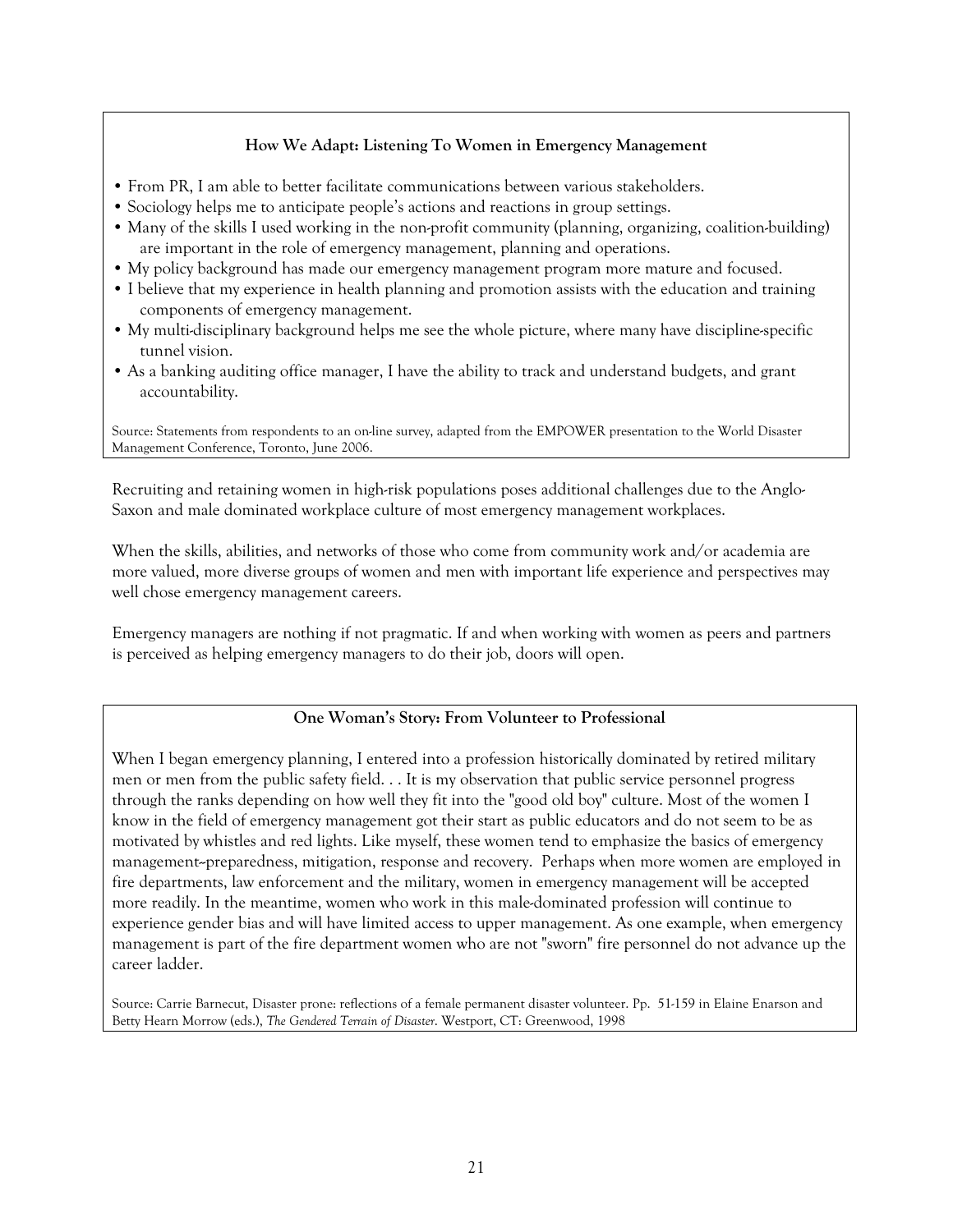**How We Adapt: Listening To Women in Emergency Management**

- From PR, I am able to better facilitate communications between various stakeholders.
- Sociology helps me to anticipate people's actions and reactions in group settings.
- Many of the skills I used working in the non-profit community (planning, organizing, coalition-building) are important in the role of emergency management, planning and operations.
- My policy background has made our emergency management program more mature and focused.
- I believe that my experience in health planning and promotion assists with the education and training components of emergency management.
- My multi-disciplinary background helps me see the whole picture, where many have discipline-specific tunnel vision.
- As a banking auditing office manager, I have the ability to track and understand budgets, and grant accountability.

Source: Statements from respondents to an on-line survey, adapted from the EMPOWER presentation to the World Disaster Management Conference, Toronto, June 2006.

Recruiting and retaining women in high-risk populations poses additional challenges due to the Anglo-Saxon and male dominated workplace culture of most emergency management workplaces.

When the skills, abilities, and networks of those who come from community work and/or academia are more valued, more diverse groups of women and men with important life experience and perspectives may well chose emergency management careers.

Emergency managers are nothing if not pragmatic. If and when working with women as peers and partners is perceived as helping emergency managers to do their job, doors will open.

**One Woman's Story: From Volunteer to Professional**

When I began emergency planning, I entered into a profession historically dominated by retired military men or men from the public safety field. . . It is my observation that public service personnel progress through the ranks depending on how well they fit into the "good old boy" culture. Most of the women I know in the field of emergency management got their start as public educators and do not seem to be as motivated by whistles and red lights. Like myself, these women tend to emphasize the basics of emergency management--preparedness, mitigation, response and recovery. Perhaps when more women are employed in fire departments, law enforcement and the military, women in emergency management will be accepted more readily. In the meantime, women who work in this male-dominated profession will continue to experience gender bias and will have limited access to upper management. As one example, when emergency management is part of the fire department women who are not "sworn" fire personnel do not advance up the career ladder.

Source: Carrie Barnecut, Disaster prone: reflections of a female permanent disaster volunteer. Pp. 51-159 in Elaine Enarson and Betty Hearn Morrow (eds.), *The Gendered Terrain of Disaster*. Westport, CT: Greenwood, 1998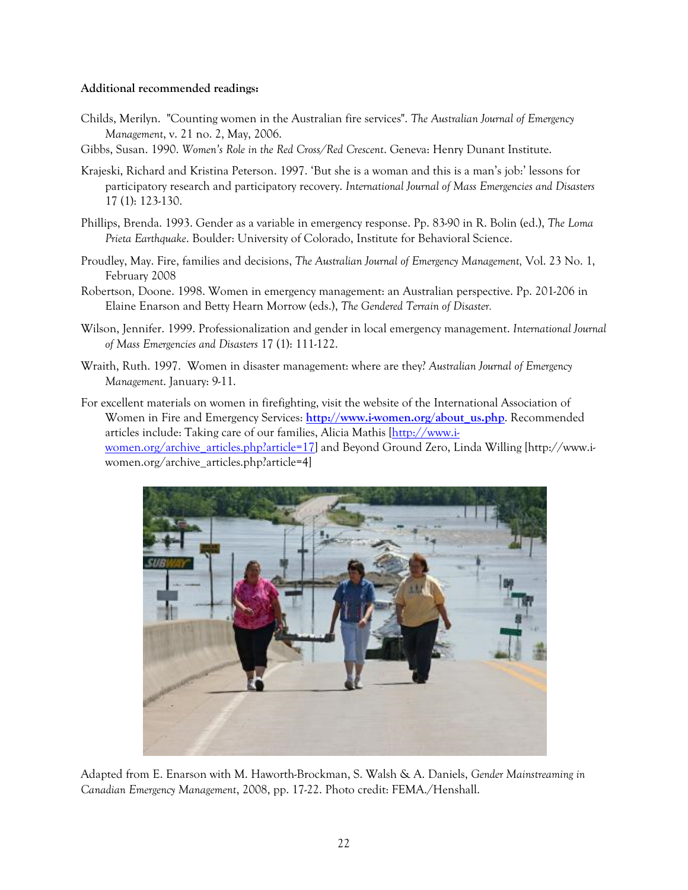**Additional recommended readings:**

Childs, Merilyn. "Counting women in the Australian fire services". *The Australian Journal of Emergency Management*, v. 21 no. 2, May, 2006.

Gibbs, Susan. 1990. *Women's Role in the Red Cross/Red Crescent*. Geneva: Henry Dunant Institute.

Krajeski, Richard and Kristina Peterson. 1997. 'But she is a woman and this is a man's job:' lessons for participatory research and participatory recovery. *International Journal of Mass Emergencies and Disasters* 17 (1): 123-130.

Phillips, Brenda. 1993. Gender as a variable in emergency response. Pp. 83-90 in R. Bolin (ed.), *The Loma Prieta Earthquake*. Boulder: University of Colorado, Institute for Behavioral Science.

Proudley, May. Fire, families and decisions, *The Australian Journal of Emergency Management,* Vol. 23 No. 1, February 2008

Robertson, Doone. 1998. Women in emergency management: an Australian perspective. Pp. 201-206 in Elaine Enarson and Betty Hearn Morrow (eds.), *The Gendered Terrain of Disaster.*

Wilson, Jennifer. 1999. Professionalization and gender in local emergency management. *International Journal of Mass Emergencies and Disasters* 17 (1): 111-122.

Wraith, Ruth. 1997. Women in disaster management: where are they? *Australian Journal of Emergency Management*. January: 9-11.

For excellent materials on women in firefighting, visit the website of the International Association of Women in Fire and Emergency Services: **http://www.i-women.org/about_us.php**. Recommended articles include: Taking care of our families, Alicia Mathis [http://www.i-women.org/archive_articles.php?article=17] and Beyond Ground Zero, Linda Willing [http://www.i-women.org/archive_articles.php?article=4]

Adapted from E. Enarson with M. Haworth-Brockman, S. Walsh & A. Daniels, *Gender Mainstreaming in Canadian Emergency Management*, 2008, pp. 17-22. Photo credit: FEMA./Henshall.